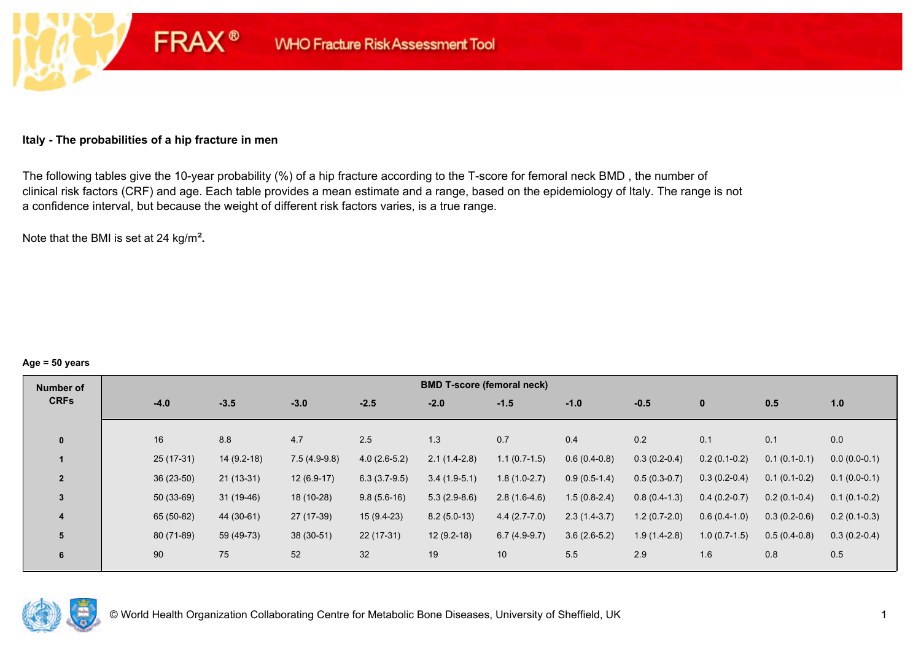FRAX® WHO Fracture Risk Assessment Tool

### Italy - The probabilities of a hip fracture in men

The following tables give the 10-year probability (%) of a hip fracture according to the T-score for femoral neck BMD , the number of clinical risk factors (CRF) and age. Each table provides a mean estimate and a range, based on the epidemiology of Italy. The range is not a confidence interval, but because the weight of different risk factors varies, is a true range.

Note that the BMI is set at 24 kg/m².

**Age = 50 years**

| Number of CRFs | BMD T-score (femoral neck) | | | | | | | | | | |
|---|---|---|---|---|---|---|---|---|---|---|---|
| | -4.0 | -3.5 | -3.0 | -2.5 | -2.0 | -1.5 | -1.0 | -0.5 | 0 | 0.5 | 1.0 |
| 0 | 16 | 8.8 | 4.7 | 2.5 | 1.3 | 0.7 | 0.4 | 0.2 | 0.1 | 0.1 | 0.0 |
| 1 | 25 (17-31) | 14 (9.2-18) | 7.5 (4.9-9.8) | 4.0 (2.6-5.2) | 2.1 (1.4-2.8) | 1.1 (0.7-1.5) | 0.6 (0.4-0.8) | 0.3 (0.2-0.4) | 0.2 (0.1-0.2) | 0.1 (0.1-0.1) | 0.0 (0.0-0.1) |
| 2 | 36 (23-50) | 21 (13-31) | 12 (6.9-17) | 6.3 (3.7-9.5) | 3.4 (1.9-5.1) | 1.8 (1.0-2.7) | 0.9 (0.5-1.4) | 0.5 (0.3-0.7) | 0.3 (0.2-0.4) | 0.1 (0.1-0.2) | 0.1 (0.0-0.1) |
| 3 | 50 (33-69) | 31 (19-46) | 18 (10-28) | 9.8 (5.6-16) | 5.3 (2.9-8.6) | 2.8 (1.6-4.6) | 1.5 (0.8-2.4) | 0.8 (0.4-1.3) | 0.4 (0.2-0.7) | 0.2 (0.1-0.4) | 0.1 (0.1-0.2) |
| 4 | 65 (50-82) | 44 (30-61) | 27 (17-39) | 15 (9.4-23) | 8.2 (5.0-13) | 4.4 (2.7-7.0) | 2.3 (1.4-3.7) | 1.2 (0.7-2.0) | 0.6 (0.4-1.0) | 0.3 (0.2-0.6) | 0.2 (0.1-0.3) |
| 5 | 80 (71-89) | 59 (49-73) | 38 (30-51) | 22 (17-31) | 12 (9.2-18) | 6.7 (4.9-9.7) | 3.6 (2.6-5.2) | 1.9 (1.4-2.8) | 1.0 (0.7-1.5) | 0.5 (0.4-0.8) | 0.3 (0.2-0.4) |
| 6 | 90 | 75 | 52 | 32 | 19 | 10 | 5.5 | 2.9 | 1.6 | 0.8 | 0.5 |

© World Health Organization Collaborating Centre for Metabolic Bone Diseases, University of Sheffield, UK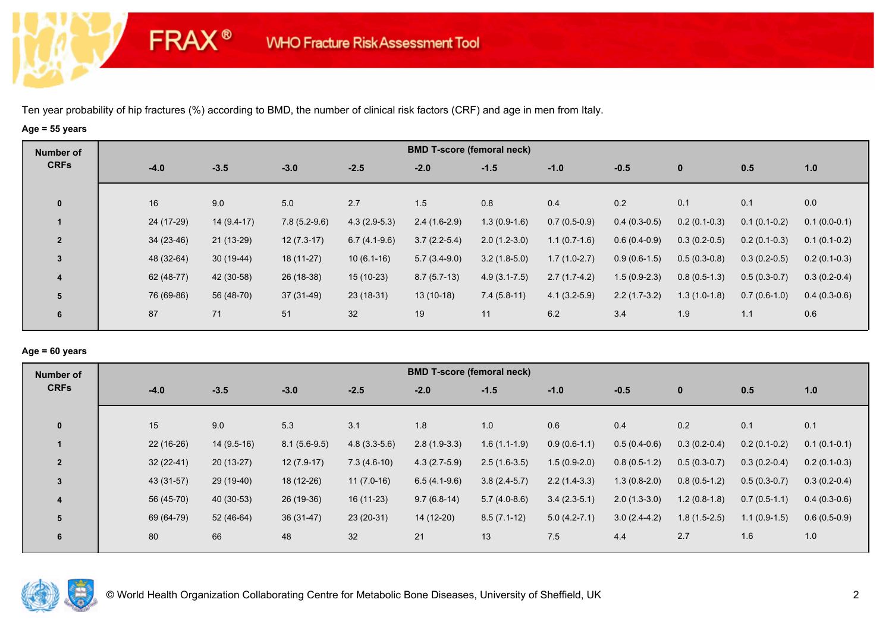FRAX® WHO Fracture Risk Assessment Tool

Ten year probability of hip fractures (%) according to BMD, the number of clinical risk factors (CRF) and age in men from Italy.

**Age = 55 years**

| Number of CRFs | BMD T-score (femoral neck) | | | | | | | | | | |
|---|---|---|---|---|---|---|---|---|---|---|---|
| | -4.0 | -3.5 | -3.0 | -2.5 | -2.0 | -1.5 | -1.0 | -0.5 | 0 | 0.5 | 1.0 |
| 0 | 16 | 9.0 | 5.0 | 2.7 | 1.5 | 0.8 | 0.4 | 0.2 | 0.1 | 0.1 | 0.0 |
| 1 | 24 (17-29) | 14 (9.4-17) | 7.8 (5.2-9.6) | 4.3 (2.9-5.3) | 2.4 (1.6-2.9) | 1.3 (0.9-1.6) | 0.7 (0.5-0.9) | 0.4 (0.3-0.5) | 0.2 (0.1-0.3) | 0.1 (0.1-0.2) | 0.1 (0.0-0.1) |
| 2 | 34 (23-46) | 21 (13-29) | 12 (7.3-17) | 6.7 (4.1-9.6) | 3.7 (2.2-5.4) | 2.0 (1.2-3.0) | 1.1 (0.7-1.6) | 0.6 (0.4-0.9) | 0.3 (0.2-0.5) | 0.2 (0.1-0.3) | 0.1 (0.1-0.2) |
| 3 | 48 (32-64) | 30 (19-44) | 18 (11-27) | 10 (6.1-16) | 5.7 (3.4-9.0) | 3.2 (1.8-5.0) | 1.7 (1.0-2.7) | 0.9 (0.6-1.5) | 0.5 (0.3-0.8) | 0.3 (0.2-0.5) | 0.2 (0.1-0.3) |
| 4 | 62 (48-77) | 42 (30-58) | 26 (18-38) | 15 (10-23) | 8.7 (5.7-13) | 4.9 (3.1-7.5) | 2.7 (1.7-4.2) | 1.5 (0.9-2.3) | 0.8 (0.5-1.3) | 0.5 (0.3-0.7) | 0.3 (0.2-0.4) |
| 5 | 76 (69-86) | 56 (48-70) | 37 (31-49) | 23 (18-31) | 13 (10-18) | 7.4 (5.8-11) | 4.1 (3.2-5.9) | 2.2 (1.7-3.2) | 1.3 (1.0-1.8) | 0.7 (0.6-1.0) | 0.4 (0.3-0.6) |
| 6 | 87 | 71 | 51 | 32 | 19 | 11 | 6.2 | 3.4 | 1.9 | 1.1 | 0.6 |

**Age = 60 years**

| Number of CRFs | BMD T-score (femoral neck) | | | | | | | | | | |
|---|---|---|---|---|---|---|---|---|---|---|---|
| | -4.0 | -3.5 | -3.0 | -2.5 | -2.0 | -1.5 | -1.0 | -0.5 | 0 | 0.5 | 1.0 |
| 0 | 15 | 9.0 | 5.3 | 3.1 | 1.8 | 1.0 | 0.6 | 0.4 | 0.2 | 0.1 | 0.1 |
| 1 | 22 (16-26) | 14 (9.5-16) | 8.1 (5.6-9.5) | 4.8 (3.3-5.6) | 2.8 (1.9-3.3) | 1.6 (1.1-1.9) | 0.9 (0.6-1.1) | 0.5 (0.4-0.6) | 0.3 (0.2-0.4) | 0.2 (0.1-0.2) | 0.1 (0.1-0.1) |
| 2 | 32 (22-41) | 20 (13-27) | 12 (7.9-17) | 7.3 (4.6-10) | 4.3 (2.7-5.9) | 2.5 (1.6-3.5) | 1.5 (0.9-2.0) | 0.8 (0.5-1.2) | 0.5 (0.3-0.7) | 0.3 (0.2-0.4) | 0.2 (0.1-0.3) |
| 3 | 43 (31-57) | 29 (19-40) | 18 (12-26) | 11 (7.0-16) | 6.5 (4.1-9.6) | 3.8 (2.4-5.7) | 2.2 (1.4-3.3) | 1.3 (0.8-2.0) | 0.8 (0.5-1.2) | 0.5 (0.3-0.7) | 0.3 (0.2-0.4) |
| 4 | 56 (45-70) | 40 (30-53) | 26 (19-36) | 16 (11-23) | 9.7 (6.8-14) | 5.7 (4.0-8.6) | 3.4 (2.3-5.1) | 2.0 (1.3-3.0) | 1.2 (0.8-1.8) | 0.7 (0.5-1.1) | 0.4 (0.3-0.6) |
| 5 | 69 (64-79) | 52 (46-64) | 36 (31-47) | 23 (20-31) | 14 (12-20) | 8.5 (7.1-12) | 5.0 (4.2-7.1) | 3.0 (2.4-4.2) | 1.8 (1.5-2.5) | 1.1 (0.9-1.5) | 0.6 (0.5-0.9) |
| 6 | 80 | 66 | 48 | 32 | 21 | 13 | 7.5 | 4.4 | 2.7 | 1.6 | 1.0 |

© World Health Organization Collaborating Centre for Metabolic Bone Diseases, University of Sheffield, UK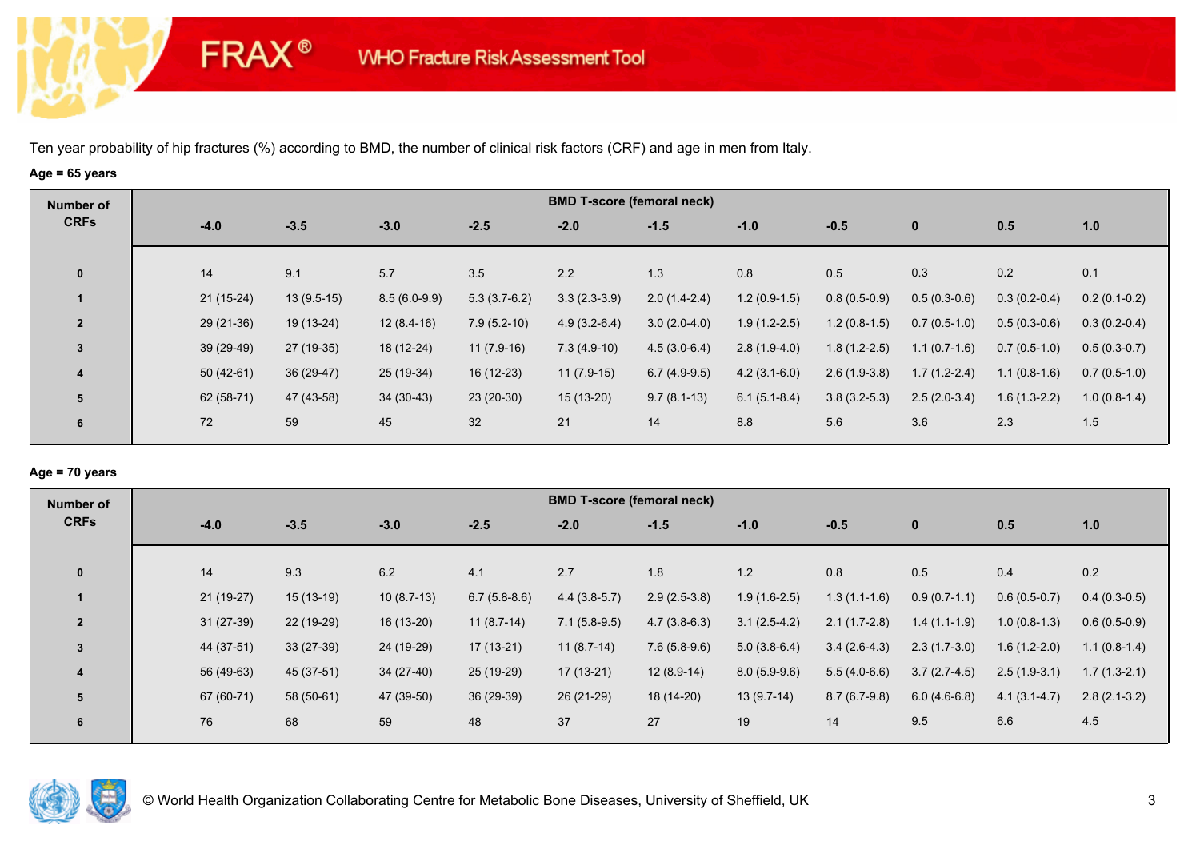FRAX® WHO Fracture Risk Assessment Tool

Ten year probability of hip fractures (%) according to BMD, the number of clinical risk factors (CRF) and age in men from Italy.

**Age = 65 years**

| Number of CRFs | BMD T-score (femoral neck) | | | | | | | | | | |
|---|---|---|---|---|---|---|---|---|---|---|---|
| | -4.0 | -3.5 | -3.0 | -2.5 | -2.0 | -1.5 | -1.0 | -0.5 | 0 | 0.5 | 1.0 |
| 0 | 14 | 9.1 | 5.7 | 3.5 | 2.2 | 1.3 | 0.8 | 0.5 | 0.3 | 0.2 | 0.1 |
| 1 | 21 (15-24) | 13 (9.5-15) | 8.5 (6.0-9.9) | 5.3 (3.7-6.2) | 3.3 (2.3-3.9) | 2.0 (1.4-2.4) | 1.2 (0.9-1.5) | 0.8 (0.5-0.9) | 0.5 (0.3-0.6) | 0.3 (0.2-0.4) | 0.2 (0.1-0.2) |
| 2 | 29 (21-36) | 19 (13-24) | 12 (8.4-16) | 7.9 (5.2-10) | 4.9 (3.2-6.4) | 3.0 (2.0-4.0) | 1.9 (1.2-2.5) | 1.2 (0.8-1.5) | 0.7 (0.5-1.0) | 0.5 (0.3-0.6) | 0.3 (0.2-0.4) |
| 3 | 39 (29-49) | 27 (19-35) | 18 (12-24) | 11 (7.9-16) | 7.3 (4.9-10) | 4.5 (3.0-6.4) | 2.8 (1.9-4.0) | 1.8 (1.2-2.5) | 1.1 (0.7-1.6) | 0.7 (0.5-1.0) | 0.5 (0.3-0.7) |
| 4 | 50 (42-61) | 36 (29-47) | 25 (19-34) | 16 (12-23) | 11 (7.9-15) | 6.7 (4.9-9.5) | 4.2 (3.1-6.0) | 2.6 (1.9-3.8) | 1.7 (1.2-2.4) | 1.1 (0.8-1.6) | 0.7 (0.5-1.0) |
| 5 | 62 (58-71) | 47 (43-58) | 34 (30-43) | 23 (20-30) | 15 (13-20) | 9.7 (8.1-13) | 6.1 (5.1-8.4) | 3.8 (3.2-5.3) | 2.5 (2.0-3.4) | 1.6 (1.3-2.2) | 1.0 (0.8-1.4) |
| 6 | 72 | 59 | 45 | 32 | 21 | 14 | 8.8 | 5.6 | 3.6 | 2.3 | 1.5 |

**Age = 70 years**

| Number of CRFs | BMD T-score (femoral neck) | | | | | | | | | | |
|---|---|---|---|---|---|---|---|---|---|---|---|
| | -4.0 | -3.5 | -3.0 | -2.5 | -2.0 | -1.5 | -1.0 | -0.5 | 0 | 0.5 | 1.0 |
| 0 | 14 | 9.3 | 6.2 | 4.1 | 2.7 | 1.8 | 1.2 | 0.8 | 0.5 | 0.4 | 0.2 |
| 1 | 21 (19-27) | 15 (13-19) | 10 (8.7-13) | 6.7 (5.8-8.6) | 4.4 (3.8-5.7) | 2.9 (2.5-3.8) | 1.9 (1.6-2.5) | 1.3 (1.1-1.6) | 0.9 (0.7-1.1) | 0.6 (0.5-0.7) | 0.4 (0.3-0.5) |
| 2 | 31 (27-39) | 22 (19-29) | 16 (13-20) | 11 (8.7-14) | 7.1 (5.8-9.5) | 4.7 (3.8-6.3) | 3.1 (2.5-4.2) | 2.1 (1.7-2.8) | 1.4 (1.1-1.9) | 1.0 (0.8-1.3) | 0.6 (0.5-0.9) |
| 3 | 44 (37-51) | 33 (27-39) | 24 (19-29) | 17 (13-21) | 11 (8.7-14) | 7.6 (5.8-9.6) | 5.0 (3.8-6.4) | 3.4 (2.6-4.3) | 2.3 (1.7-3.0) | 1.6 (1.2-2.0) | 1.1 (0.8-1.4) |
| 4 | 56 (49-63) | 45 (37-51) | 34 (27-40) | 25 (19-29) | 17 (13-21) | 12 (8.9-14) | 8.0 (5.9-9.6) | 5.5 (4.0-6.6) | 3.7 (2.7-4.5) | 2.5 (1.9-3.1) | 1.7 (1.3-2.1) |
| 5 | 67 (60-71) | 58 (50-61) | 47 (39-50) | 36 (29-39) | 26 (21-29) | 18 (14-20) | 13 (9.7-14) | 8.7 (6.7-9.8) | 6.0 (4.6-6.8) | 4.1 (3.1-4.7) | 2.8 (2.1-3.2) |
| 6 | 76 | 68 | 59 | 48 | 37 | 27 | 19 | 14 | 9.5 | 6.6 | 4.5 |

© World Health Organization Collaborating Centre for Metabolic Bone Diseases, University of Sheffield, UK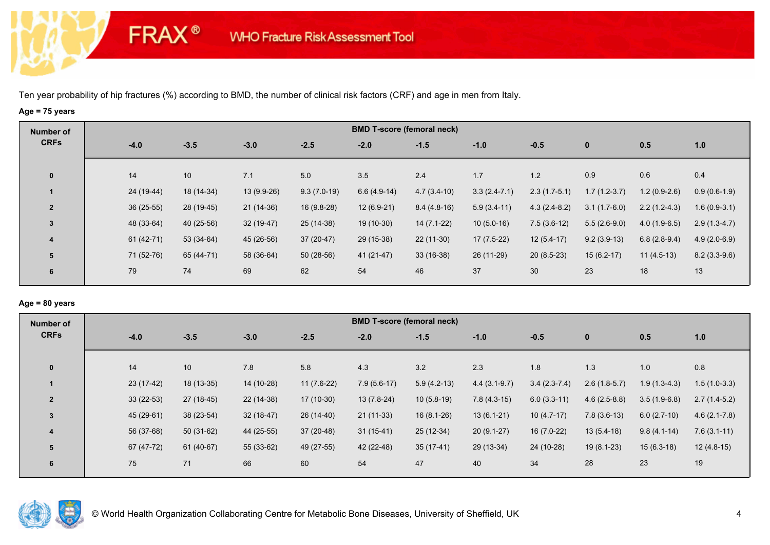FRAX® WHO Fracture Risk Assessment Tool

Ten year probability of hip fractures (%) according to BMD, the number of clinical risk factors (CRF) and age in men from Italy.

**Age = 75 years**

| Number of CRFs | BMD T-score (femoral neck) | | | | | | | | | | |
|---|---|---|---|---|---|---|---|---|---|---|---|
| | -4.0 | -3.5 | -3.0 | -2.5 | -2.0 | -1.5 | -1.0 | -0.5 | 0 | 0.5 | 1.0 |
| 0 | 14 | 10 | 7.1 | 5.0 | 3.5 | 2.4 | 1.7 | 1.2 | 0.9 | 0.6 | 0.4 |
| 1 | 24 (19-44) | 18 (14-34) | 13 (9.9-26) | 9.3 (7.0-19) | 6.6 (4.9-14) | 4.7 (3.4-10) | 3.3 (2.4-7.1) | 2.3 (1.7-5.1) | 1.7 (1.2-3.7) | 1.2 (0.9-2.6) | 0.9 (0.6-1.9) |
| 2 | 36 (25-55) | 28 (19-45) | 21 (14-36) | 16 (9.8-28) | 12 (6.9-21) | 8.4 (4.8-16) | 5.9 (3.4-11) | 4.3 (2.4-8.2) | 3.1 (1.7-6.0) | 2.2 (1.2-4.3) | 1.6 (0.9-3.1) |
| 3 | 48 (33-64) | 40 (25-56) | 32 (19-47) | 25 (14-38) | 19 (10-30) | 14 (7.1-22) | 10 (5.0-16) | 7.5 (3.6-12) | 5.5 (2.6-9.0) | 4.0 (1.9-6.5) | 2.9 (1.3-4.7) |
| 4 | 61 (42-71) | 53 (34-64) | 45 (26-56) | 37 (20-47) | 29 (15-38) | 22 (11-30) | 17 (7.5-22) | 12 (5.4-17) | 9.2 (3.9-13) | 6.8 (2.8-9.4) | 4.9 (2.0-6.9) |
| 5 | 71 (52-76) | 65 (44-71) | 58 (36-64) | 50 (28-56) | 41 (21-47) | 33 (16-38) | 26 (11-29) | 20 (8.5-23) | 15 (6.2-17) | 11 (4.5-13) | 8.2 (3.3-9.6) |
| 6 | 79 | 74 | 69 | 62 | 54 | 46 | 37 | 30 | 23 | 18 | 13 |

**Age = 80 years**

| Number of CRFs | BMD T-score (femoral neck) | | | | | | | | | | |
|---|---|---|---|---|---|---|---|---|---|---|---|
| | -4.0 | -3.5 | -3.0 | -2.5 | -2.0 | -1.5 | -1.0 | -0.5 | 0 | 0.5 | 1.0 |
| 0 | 14 | 10 | 7.8 | 5.8 | 4.3 | 3.2 | 2.3 | 1.8 | 1.3 | 1.0 | 0.8 |
| 1 | 23 (17-42) | 18 (13-35) | 14 (10-28) | 11 (7.6-22) | 7.9 (5.6-17) | 5.9 (4.2-13) | 4.4 (3.1-9.7) | 3.4 (2.3-7.4) | 2.6 (1.8-5.7) | 1.9 (1.3-4.3) | 1.5 (1.0-3.3) |
| 2 | 33 (22-53) | 27 (18-45) | 22 (14-38) | 17 (10-30) | 13 (7.8-24) | 10 (5.8-19) | 7.8 (4.3-15) | 6.0 (3.3-11) | 4.6 (2.5-8.8) | 3.5 (1.9-6.8) | 2.7 (1.4-5.2) |
| 3 | 45 (29-61) | 38 (23-54) | 32 (18-47) | 26 (14-40) | 21 (11-33) | 16 (8.1-26) | 13 (6.1-21) | 10 (4.7-17) | 7.8 (3.6-13) | 6.0 (2.7-10) | 4.6 (2.1-7.8) |
| 4 | 56 (37-68) | 50 (31-62) | 44 (25-55) | 37 (20-48) | 31 (15-41) | 25 (12-34) | 20 (9.1-27) | 16 (7.0-22) | 13 (5.4-18) | 9.8 (4.1-14) | 7.6 (3.1-11) |
| 5 | 67 (47-72) | 61 (40-67) | 55 (33-62) | 49 (27-55) | 42 (22-48) | 35 (17-41) | 29 (13-34) | 24 (10-28) | 19 (8.1-23) | 15 (6.3-18) | 12 (4.8-15) |
| 6 | 75 | 71 | 66 | 60 | 54 | 47 | 40 | 34 | 28 | 23 | 19 |

© World Health Organization Collaborating Centre for Metabolic Bone Diseases, University of Sheffield, UK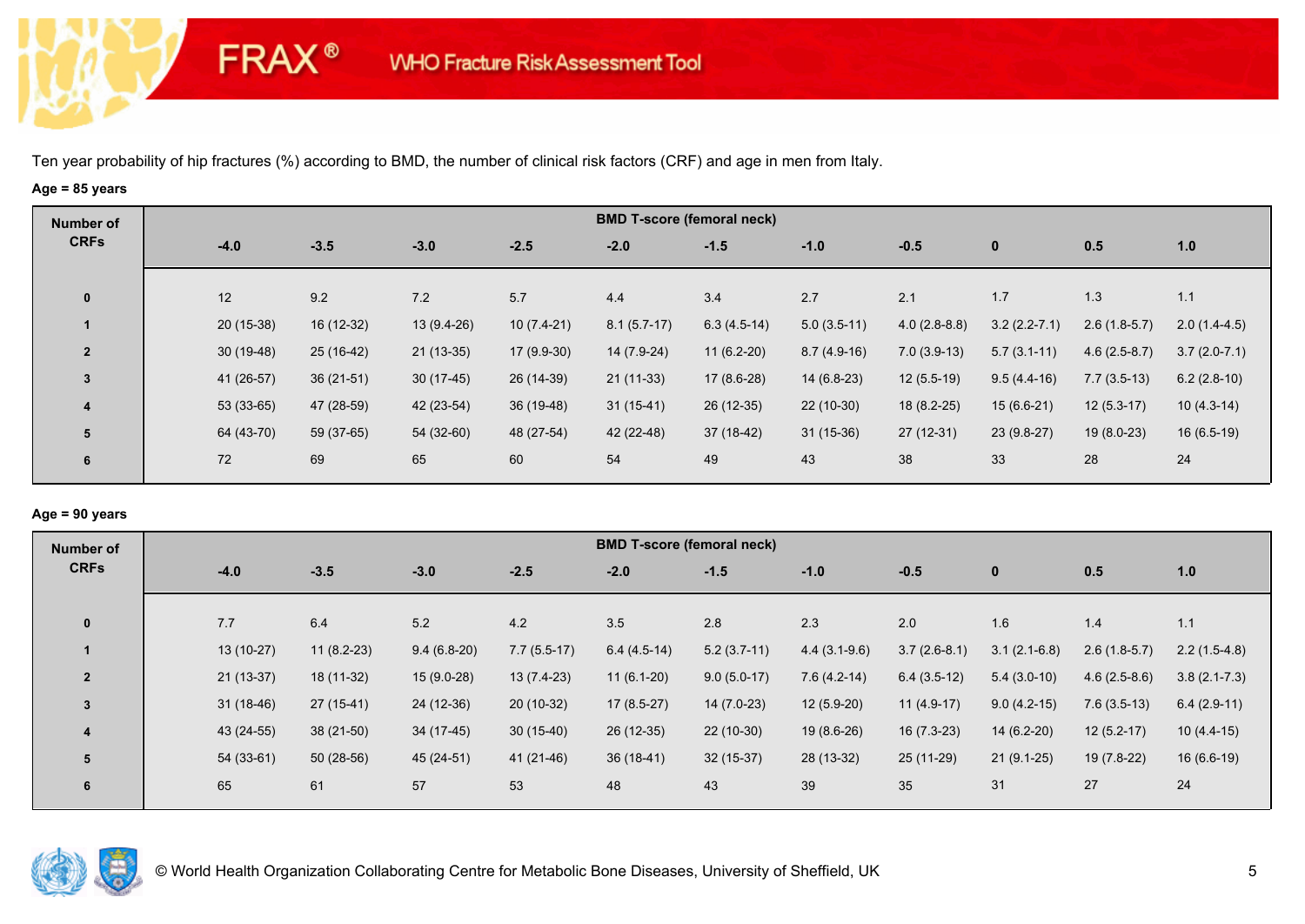Ten year probability of hip fractures (%) according to BMD, the number of clinical risk factors (CRF) and age in men from Italy.

**Age = 85 years**

| Number of CRFs | BMD T-score (femoral neck) | | | | | | | | | | |
|---|---|---|---|---|---|---|---|---|---|---|---|
| | -4.0 | -3.5 | -3.0 | -2.5 | -2.0 | -1.5 | -1.0 | -0.5 | 0 | 0.5 | 1.0 |
| 0 | 12 | 9.2 | 7.2 | 5.7 | 4.4 | 3.4 | 2.7 | 2.1 | 1.7 | 1.3 | 1.1 |
| 1 | 20 (15-38) | 16 (12-32) | 13 (9.4-26) | 10 (7.4-21) | 8.1 (5.7-17) | 6.3 (4.5-14) | 5.0 (3.5-11) | 4.0 (2.8-8.8) | 3.2 (2.2-7.1) | 2.6 (1.8-5.7) | 2.0 (1.4-4.5) |
| 2 | 30 (19-48) | 25 (16-42) | 21 (13-35) | 17 (9.9-30) | 14 (7.9-24) | 11 (6.2-20) | 8.7 (4.9-16) | 7.0 (3.9-13) | 5.7 (3.1-11) | 4.6 (2.5-8.7) | 3.7 (2.0-7.1) |
| 3 | 41 (26-57) | 36 (21-51) | 30 (17-45) | 26 (14-39) | 21 (11-33) | 17 (8.6-28) | 14 (6.8-23) | 12 (5.5-19) | 9.5 (4.4-16) | 7.7 (3.5-13) | 6.2 (2.8-10) |
| 4 | 53 (33-65) | 47 (28-59) | 42 (23-54) | 36 (19-48) | 31 (15-41) | 26 (12-35) | 22 (10-30) | 18 (8.2-25) | 15 (6.6-21) | 12 (5.3-17) | 10 (4.3-14) |
| 5 | 64 (43-70) | 59 (37-65) | 54 (32-60) | 48 (27-54) | 42 (22-48) | 37 (18-42) | 31 (15-36) | 27 (12-31) | 23 (9.8-27) | 19 (8.0-23) | 16 (6.5-19) |
| 6 | 72 | 69 | 65 | 60 | 54 | 49 | 43 | 38 | 33 | 28 | 24 |

**Age = 90 years**

| Number of CRFs | BMD T-score (femoral neck) | | | | | | | | | | |
|---|---|---|---|---|---|---|---|---|---|---|---|
| | -4.0 | -3.5 | -3.0 | -2.5 | -2.0 | -1.5 | -1.0 | -0.5 | 0 | 0.5 | 1.0 |
| 0 | 7.7 | 6.4 | 5.2 | 4.2 | 3.5 | 2.8 | 2.3 | 2.0 | 1.6 | 1.4 | 1.1 |
| 1 | 13 (10-27) | 11 (8.2-23) | 9.4 (6.8-20) | 7.7 (5.5-17) | 6.4 (4.5-14) | 5.2 (3.7-11) | 4.4 (3.1-9.6) | 3.7 (2.6-8.1) | 3.1 (2.1-6.8) | 2.6 (1.8-5.7) | 2.2 (1.5-4.8) |
| 2 | 21 (13-37) | 18 (11-32) | 15 (9.0-28) | 13 (7.4-23) | 11 (6.1-20) | 9.0 (5.0-17) | 7.6 (4.2-14) | 6.4 (3.5-12) | 5.4 (3.0-10) | 4.6 (2.5-8.6) | 3.8 (2.1-7.3) |
| 3 | 31 (18-46) | 27 (15-41) | 24 (12-36) | 20 (10-32) | 17 (8.5-27) | 14 (7.0-23) | 12 (5.9-20) | 11 (4.9-17) | 9.0 (4.2-15) | 7.6 (3.5-13) | 6.4 (2.9-11) |
| 4 | 43 (24-55) | 38 (21-50) | 34 (17-45) | 30 (15-40) | 26 (12-35) | 22 (10-30) | 19 (8.6-26) | 16 (7.3-23) | 14 (6.2-20) | 12 (5.2-17) | 10 (4.4-15) |
| 5 | 54 (33-61) | 50 (28-56) | 45 (24-51) | 41 (21-46) | 36 (18-41) | 32 (15-37) | 28 (13-32) | 25 (11-29) | 21 (9.1-25) | 19 (7.8-22) | 16 (6.6-19) |
| 6 | 65 | 61 | 57 | 53 | 48 | 43 | 39 | 35 | 31 | 27 | 24 |

© World Health Organization Collaborating Centre for Metabolic Bone Diseases, University of Sheffield, UK